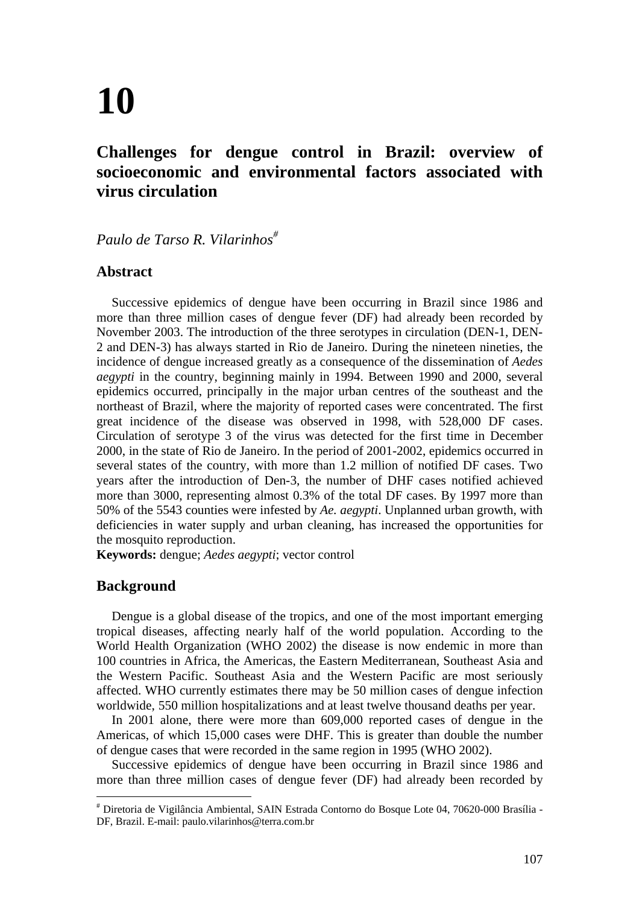# 10

## Challenges for dengue control in Brazil: overview of socioeconomic and environmental factors associated with virus circulation

*Paulo de Tarso R. Vilarinhos*[#]

### Abstract

Successive epidemics of dengue have been occurring in Brazil since 1986 and more than three million cases of dengue fever (DF) had already been recorded by November 2003. The introduction of the three serotypes in circulation (DEN-1, DEN-2 and DEN-3) has always started in Rio de Janeiro. During the nineteen nineties, the incidence of dengue increased greatly as a consequence of the dissemination of *Aedes aegypti* in the country, beginning mainly in 1994. Between 1990 and 2000, several epidemics occurred, principally in the major urban centres of the southeast and the northeast of Brazil, where the majority of reported cases were concentrated. The first great incidence of the disease was observed in 1998, with 528,000 DF cases. Circulation of serotype 3 of the virus was detected for the first time in December 2000, in the state of Rio de Janeiro. In the period of 2001-2002, epidemics occurred in several states of the country, with more than 1.2 million of notified DF cases. Two years after the introduction of Den-3, the number of DHF cases notified achieved more than 3000, representing almost 0.3% of the total DF cases. By 1997 more than 50% of the 5543 counties were infested by *Ae. aegypti*. Unplanned urban growth, with deficiencies in water supply and urban cleaning, has increased the opportunities for the mosquito reproduction.

**Keywords:** dengue; *Aedes aegypti*; vector control

### Background

Dengue is a global disease of the tropics, and one of the most important emerging tropical diseases, affecting nearly half of the world population. According to the World Health Organization (WHO 2002) the disease is now endemic in more than 100 countries in Africa, the Americas, the Eastern Mediterranean, Southeast Asia and the Western Pacific. Southeast Asia and the Western Pacific are most seriously affected. WHO currently estimates there may be 50 million cases of dengue infection worldwide, 550 million hospitalizations and at least twelve thousand deaths per year.

In 2001 alone, there were more than 609,000 reported cases of dengue in the Americas, of which 15,000 cases were DHF. This is greater than double the number of dengue cases that were recorded in the same region in 1995 (WHO 2002).

Successive epidemics of dengue have been occurring in Brazil since 1986 and more than three million cases of dengue fever (DF) had already been recorded by

---

[#] Diretoria de Vigilância Ambiental, SAIN Estrada Contorno do Bosque Lote 04, 70620-000 Brasília - DF, Brazil. E-mail: paulo.vilarinhos@terra.com.br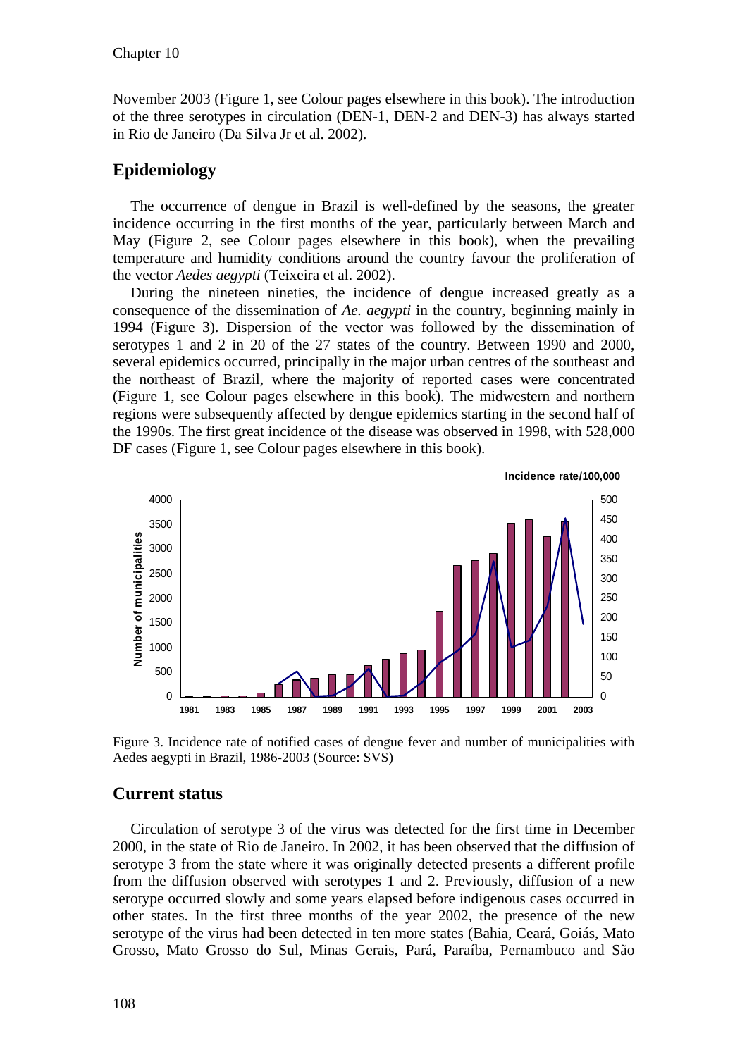November 2003 (Figure 1, see Colour pages elsewhere in this book). The introduction of the three serotypes in circulation (DEN-1, DEN-2 and DEN-3) has always started in Rio de Janeiro (Da Silva Jr et al. 2002).

## Epidemiology

The occurrence of dengue in Brazil is well-defined by the seasons, the greater incidence occurring in the first months of the year, particularly between March and May (Figure 2, see Colour pages elsewhere in this book), when the prevailing temperature and humidity conditions around the country favour the proliferation of the vector *Aedes aegypti* (Teixeira et al. 2002).

During the nineteen nineties, the incidence of dengue increased greatly as a consequence of the dissemination of *Ae. aegypti* in the country, beginning mainly in 1994 (Figure 3). Dispersion of the vector was followed by the dissemination of serotypes 1 and 2 in 20 of the 27 states of the country. Between 1990 and 2000, several epidemics occurred, principally in the major urban centres of the southeast and the northeast of Brazil, where the majority of reported cases were concentrated (Figure 1, see Colour pages elsewhere in this book). The midwestern and northern regions were subsequently affected by dengue epidemics starting in the second half of the 1990s. The first great incidence of the disease was observed in 1998, with 528,000 DF cases (Figure 1, see Colour pages elsewhere in this book).

Figure 3. Incidence rate of notified cases of dengue fever and number of municipalities with Aedes aegypti in Brazil, 1986-2003 (Source: SVS)

## Current status

Circulation of serotype 3 of the virus was detected for the first time in December 2000, in the state of Rio de Janeiro. In 2002, it has been observed that the diffusion of serotype 3 from the state where it was originally detected presents a different profile from the diffusion observed with serotypes 1 and 2. Previously, diffusion of a new serotype occurred slowly and some years elapsed before indigenous cases occurred in other states. In the first three months of the year 2002, the presence of the new serotype of the virus had been detected in ten more states (Bahia, Ceará, Goiás, Mato Grosso, Mato Grosso do Sul, Minas Gerais, Pará, Paraíba, Pernambuco and São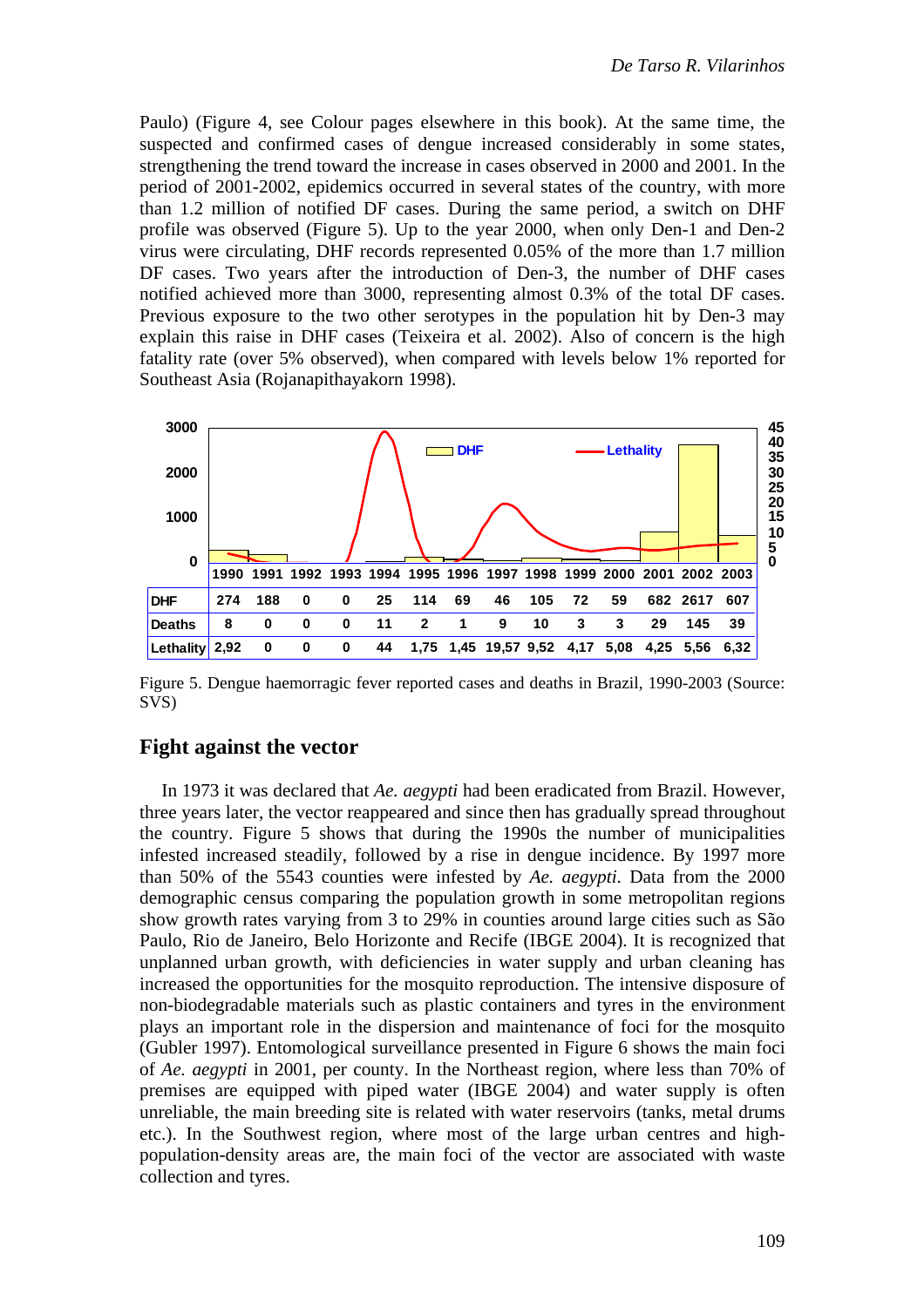Paulo) (Figure 4, see Colour pages elsewhere in this book). At the same time, the suspected and confirmed cases of dengue increased considerably in some states, strengthening the trend toward the increase in cases observed in 2000 and 2001. In the period of 2001-2002, epidemics occurred in several states of the country, with more than 1.2 million of notified DF cases. During the same period, a switch on DHF profile was observed (Figure 5). Up to the year 2000, when only Den-1 and Den-2 virus were circulating, DHF records represented 0.05% of the more than 1.7 million DF cases. Two years after the introduction of Den-3, the number of DHF cases notified achieved more than 3000, representing almost 0.3% of the total DF cases. Previous exposure to the two other serotypes in the population hit by Den-3 may explain this raise in DHF cases (Teixeira et al. 2002). Also of concern is the high fatality rate (over 5% observed), when compared with levels below 1% reported for Southeast Asia (Rojanapithayakorn 1998).

| | 1990 | 1991 | 1992 | 1993 | 1994 | 1995 | 1996 | 1997 | 1998 | 1999 | 2000 | 2001 | 2002 | 2003 |
|---|---|---|---|---|---|---|---|---|---|---|---|---|---|---|
| DHF | 274 | 188 | 0 | 0 | 25 | 114 | 69 | 46 | 105 | 72 | 59 | 682 | 2617 | 607 |
| Deaths | 8 | 0 | 0 | 0 | 11 | 2 | 1 | 9 | 10 | 3 | 3 | 29 | 145 | 39 |
| Lethality | 2,92 | 0 | 0 | 0 | 44 | 1,75 | 1,45 | 19,57 | 9,52 | 4,17 | 5,08 | 4,25 | 5,56 | 6,32 |

Figure 5. Dengue haemorragic fever reported cases and deaths in Brazil, 1990-2003 (Source: SVS)

## Fight against the vector

In 1973 it was declared that *Ae. aegypti* had been eradicated from Brazil. However, three years later, the vector reappeared and since then has gradually spread throughout the country. Figure 5 shows that during the 1990s the number of municipalities infested increased steadily, followed by a rise in dengue incidence. By 1997 more than 50% of the 5543 counties were infested by *Ae. aegypti*. Data from the 2000 demographic census comparing the population growth in some metropolitan regions show growth rates varying from 3 to 29% in counties around large cities such as São Paulo, Rio de Janeiro, Belo Horizonte and Recife (IBGE 2004). It is recognized that unplanned urban growth, with deficiencies in water supply and urban cleaning has increased the opportunities for the mosquito reproduction. The intensive disposure of non-biodegradable materials such as plastic containers and tyres in the environment plays an important role in the dispersion and maintenance of foci for the mosquito (Gubler 1997). Entomological surveillance presented in Figure 6 shows the main foci of *Ae. aegypti* in 2001, per county. In the Northeast region, where less than 70% of premises are equipped with piped water (IBGE 2004) and water supply is often unreliable, the main breeding site is related with water reservoirs (tanks, metal drums etc.). In the Southwest region, where most of the large urban centres and high-population-density areas are, the main foci of the vector are associated with waste collection and tyres.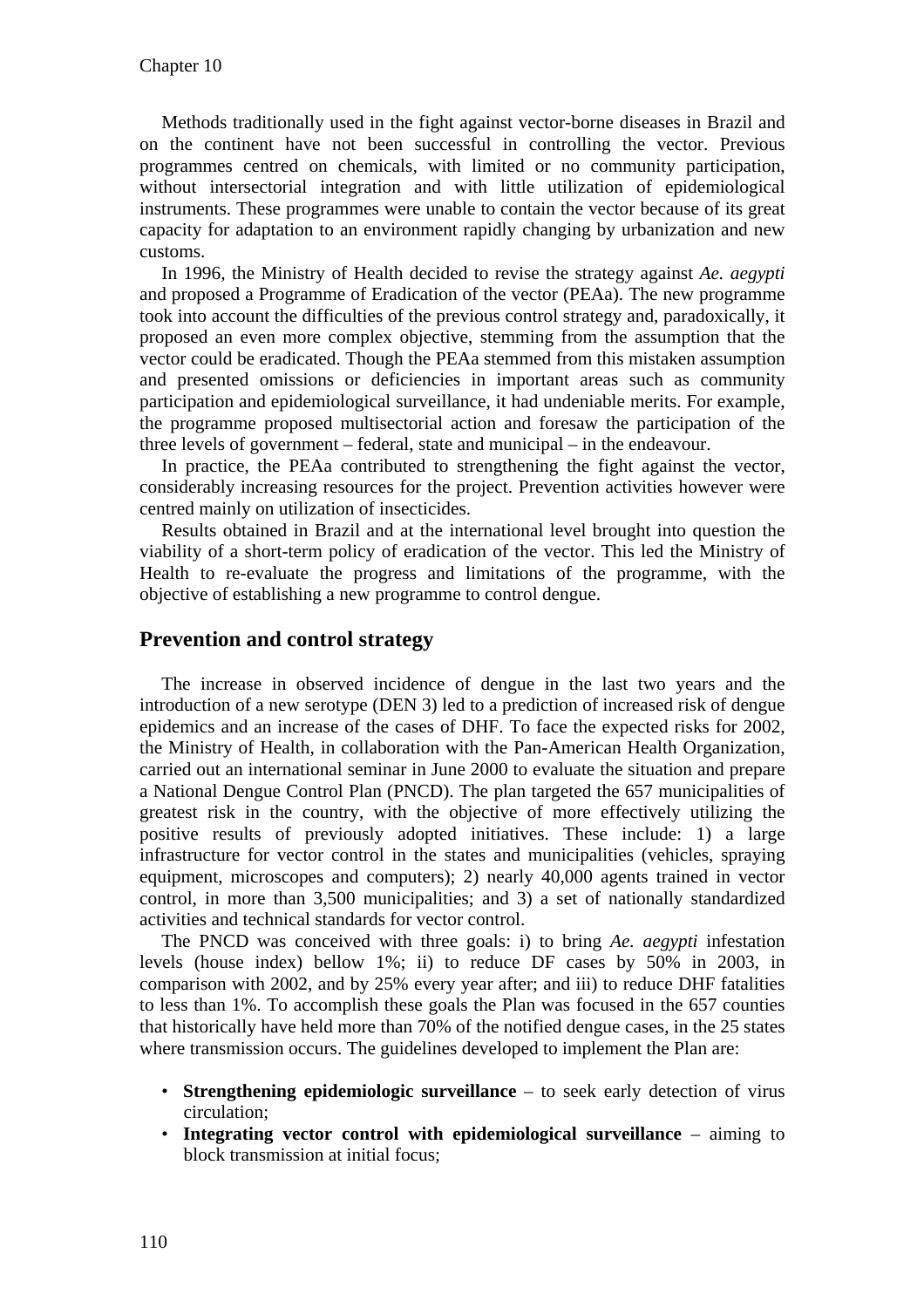Methods traditionally used in the fight against vector-borne diseases in Brazil and on the continent have not been successful in controlling the vector. Previous programmes centred on chemicals, with limited or no community participation, without intersectorial integration and with little utilization of epidemiological instruments. These programmes were unable to contain the vector because of its great capacity for adaptation to an environment rapidly changing by urbanization and new customs.

In 1996, the Ministry of Health decided to revise the strategy against *Ae. aegypti* and proposed a Programme of Eradication of the vector (PEAa). The new programme took into account the difficulties of the previous control strategy and, paradoxically, it proposed an even more complex objective, stemming from the assumption that the vector could be eradicated. Though the PEAa stemmed from this mistaken assumption and presented omissions or deficiencies in important areas such as community participation and epidemiological surveillance, it had undeniable merits. For example, the programme proposed multisectorial action and foresaw the participation of the three levels of government – federal, state and municipal – in the endeavour.

In practice, the PEAa contributed to strengthening the fight against the vector, considerably increasing resources for the project. Prevention activities however were centred mainly on utilization of insecticides.

Results obtained in Brazil and at the international level brought into question the viability of a short-term policy of eradication of the vector. This led the Ministry of Health to re-evaluate the progress and limitations of the programme, with the objective of establishing a new programme to control dengue.

## Prevention and control strategy

The increase in observed incidence of dengue in the last two years and the introduction of a new serotype (DEN 3) led to a prediction of increased risk of dengue epidemics and an increase of the cases of DHF. To face the expected risks for 2002, the Ministry of Health, in collaboration with the Pan-American Health Organization, carried out an international seminar in June 2000 to evaluate the situation and prepare a National Dengue Control Plan (PNCD). The plan targeted the 657 municipalities of greatest risk in the country, with the objective of more effectively utilizing the positive results of previously adopted initiatives. These include: 1) a large infrastructure for vector control in the states and municipalities (vehicles, spraying equipment, microscopes and computers); 2) nearly 40,000 agents trained in vector control, in more than 3,500 municipalities; and 3) a set of nationally standardized activities and technical standards for vector control.

The PNCD was conceived with three goals: i) to bring *Ae. aegypti* infestation levels (house index) bellow 1%; ii) to reduce DF cases by 50% in 2003, in comparison with 2002, and by 25% every year after; and iii) to reduce DHF fatalities to less than 1%. To accomplish these goals the Plan was focused in the 657 counties that historically have held more than 70% of the notified dengue cases, in the 25 states where transmission occurs. The guidelines developed to implement the Plan are:

- **Strengthening epidemiologic surveillance** – to seek early detection of virus circulation;
- **Integrating vector control with epidemiological surveillance** – aiming to block transmission at initial focus;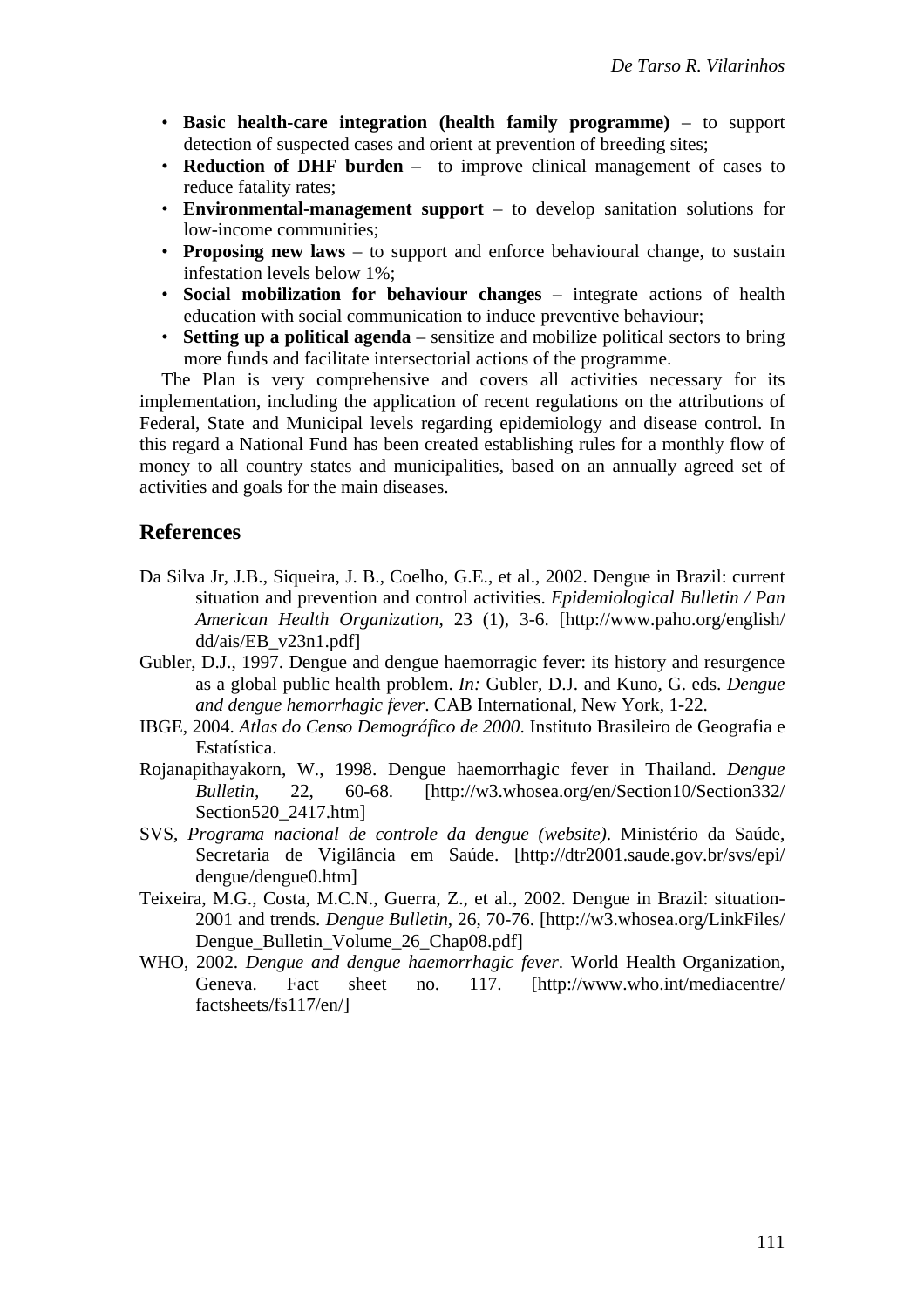- **Basic health-care integration (health family programme)** – to support detection of suspected cases and orient at prevention of breeding sites;
- **Reduction of DHF burden** – to improve clinical management of cases to reduce fatality rates;
- **Environmental-management support** – to develop sanitation solutions for low-income communities;
- **Proposing new laws** – to support and enforce behavioural change, to sustain infestation levels below 1%;
- **Social mobilization for behaviour changes** – integrate actions of health education with social communication to induce preventive behaviour;
- **Setting up a political agenda** – sensitize and mobilize political sectors to bring more funds and facilitate intersectorial actions of the programme.

The Plan is very comprehensive and covers all activities necessary for its implementation, including the application of recent regulations on the attributions of Federal, State and Municipal levels regarding epidemiology and disease control. In this regard a National Fund has been created establishing rules for a monthly flow of money to all country states and municipalities, based on an annually agreed set of activities and goals for the main diseases.

## References

Da Silva Jr, J.B., Siqueira, J. B., Coelho, G.E., et al., 2002. Dengue in Brazil: current situation and prevention and control activities. *Epidemiological Bulletin / Pan American Health Organization*, 23 (1), 3-6. [http://www.paho.org/english/dd/ais/EB_v23n1.pdf]

Gubler, D.J., 1997. Dengue and dengue haemorragic fever: its history and resurgence as a global public health problem. *In:* Gubler, D.J. and Kuno, G. eds. *Dengue and dengue hemorrhagic fever*. CAB International, New York, 1-22.

IBGE, 2004. *Atlas do Censo Demográfico de 2000*. Instituto Brasileiro de Geografia e Estatística.

Rojanapithayakorn, W., 1998. Dengue haemorrhagic fever in Thailand. *Dengue Bulletin*, 22, 60-68. [http://w3.whosea.org/en/Section10/Section332/Section520_2417.htm]

SVS, *Programa nacional de controle da dengue (website)*. Ministério da Saúde, Secretaria de Vigilância em Saúde. [http://dtr2001.saude.gov.br/svs/epi/dengue/dengue0.htm]

Teixeira, M.G., Costa, M.C.N., Guerra, Z., et al., 2002. Dengue in Brazil: situation-2001 and trends. *Dengue Bulletin*, 26, 70-76. [http://w3.whosea.org/LinkFiles/Dengue_Bulletin_Volume_26_Chap08.pdf]

WHO, 2002. *Dengue and dengue haemorrhagic fever*. World Health Organization, Geneva. Fact sheet no. 117. [http://www.who.int/mediacentre/factsheets/fs117/en/]